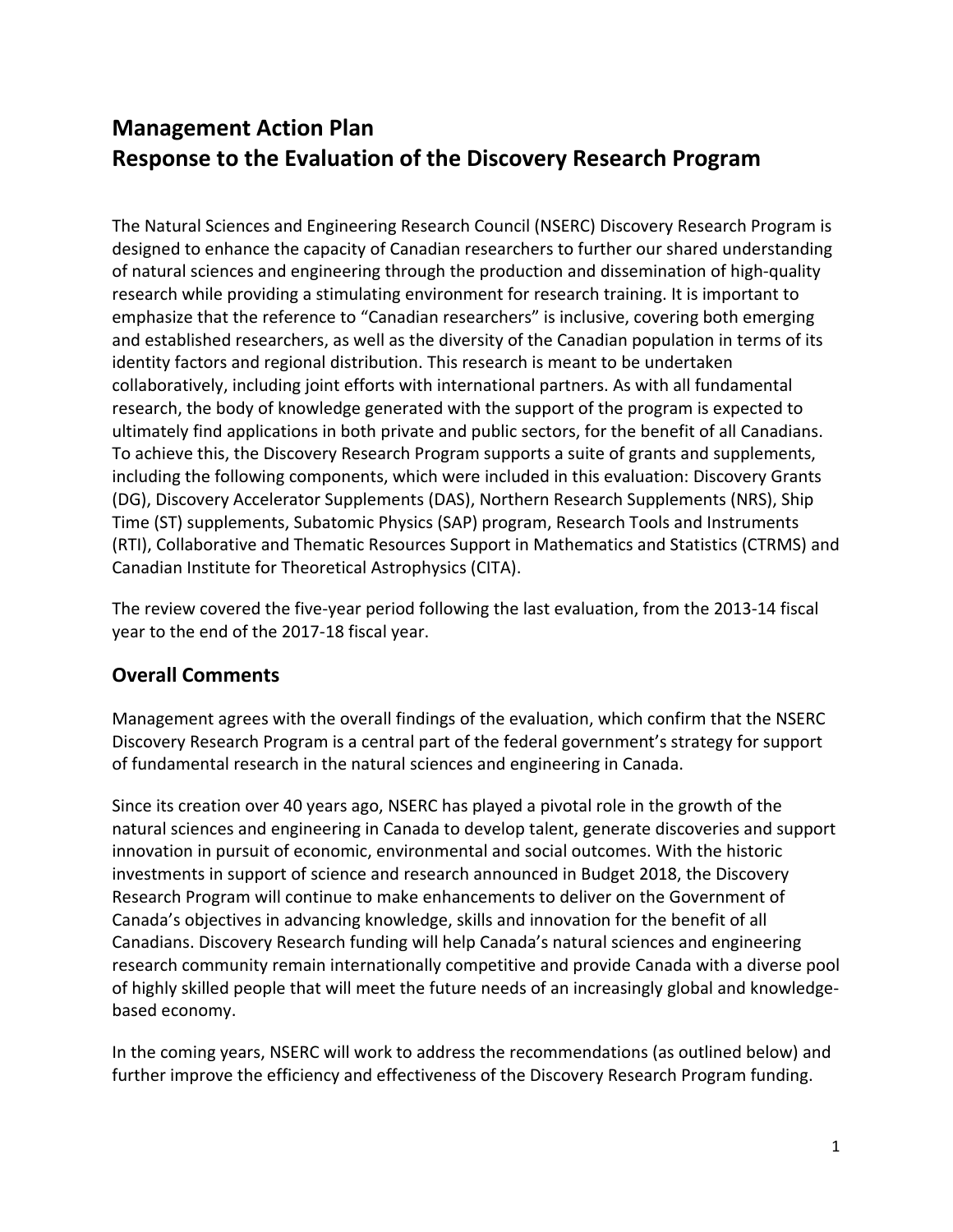# Management Action Plan
# Response to the Evaluation of the Discovery Research Program

The Natural Sciences and Engineering Research Council (NSERC) Discovery Research Program is designed to enhance the capacity of Canadian researchers to further our shared understanding of natural sciences and engineering through the production and dissemination of high-quality research while providing a stimulating environment for research training. It is important to emphasize that the reference to "Canadian researchers" is inclusive, covering both emerging and established researchers, as well as the diversity of the Canadian population in terms of its identity factors and regional distribution. This research is meant to be undertaken collaboratively, including joint efforts with international partners. As with all fundamental research, the body of knowledge generated with the support of the program is expected to ultimately find applications in both private and public sectors, for the benefit of all Canadians. To achieve this, the Discovery Research Program supports a suite of grants and supplements, including the following components, which were included in this evaluation: Discovery Grants (DG), Discovery Accelerator Supplements (DAS), Northern Research Supplements (NRS), Ship Time (ST) supplements, Subatomic Physics (SAP) program, Research Tools and Instruments (RTI), Collaborative and Thematic Resources Support in Mathematics and Statistics (CTRMS) and Canadian Institute for Theoretical Astrophysics (CITA).

The review covered the five-year period following the last evaluation, from the 2013-14 fiscal year to the end of the 2017-18 fiscal year.

## Overall Comments

Management agrees with the overall findings of the evaluation, which confirm that the NSERC Discovery Research Program is a central part of the federal government's strategy for support of fundamental research in the natural sciences and engineering in Canada.

Since its creation over 40 years ago, NSERC has played a pivotal role in the growth of the natural sciences and engineering in Canada to develop talent, generate discoveries and support innovation in pursuit of economic, environmental and social outcomes. With the historic investments in support of science and research announced in Budget 2018, the Discovery Research Program will continue to make enhancements to deliver on the Government of Canada's objectives in advancing knowledge, skills and innovation for the benefit of all Canadians. Discovery Research funding will help Canada's natural sciences and engineering research community remain internationally competitive and provide Canada with a diverse pool of highly skilled people that will meet the future needs of an increasingly global and knowledge-based economy.

In the coming years, NSERC will work to address the recommendations (as outlined below) and further improve the efficiency and effectiveness of the Discovery Research Program funding.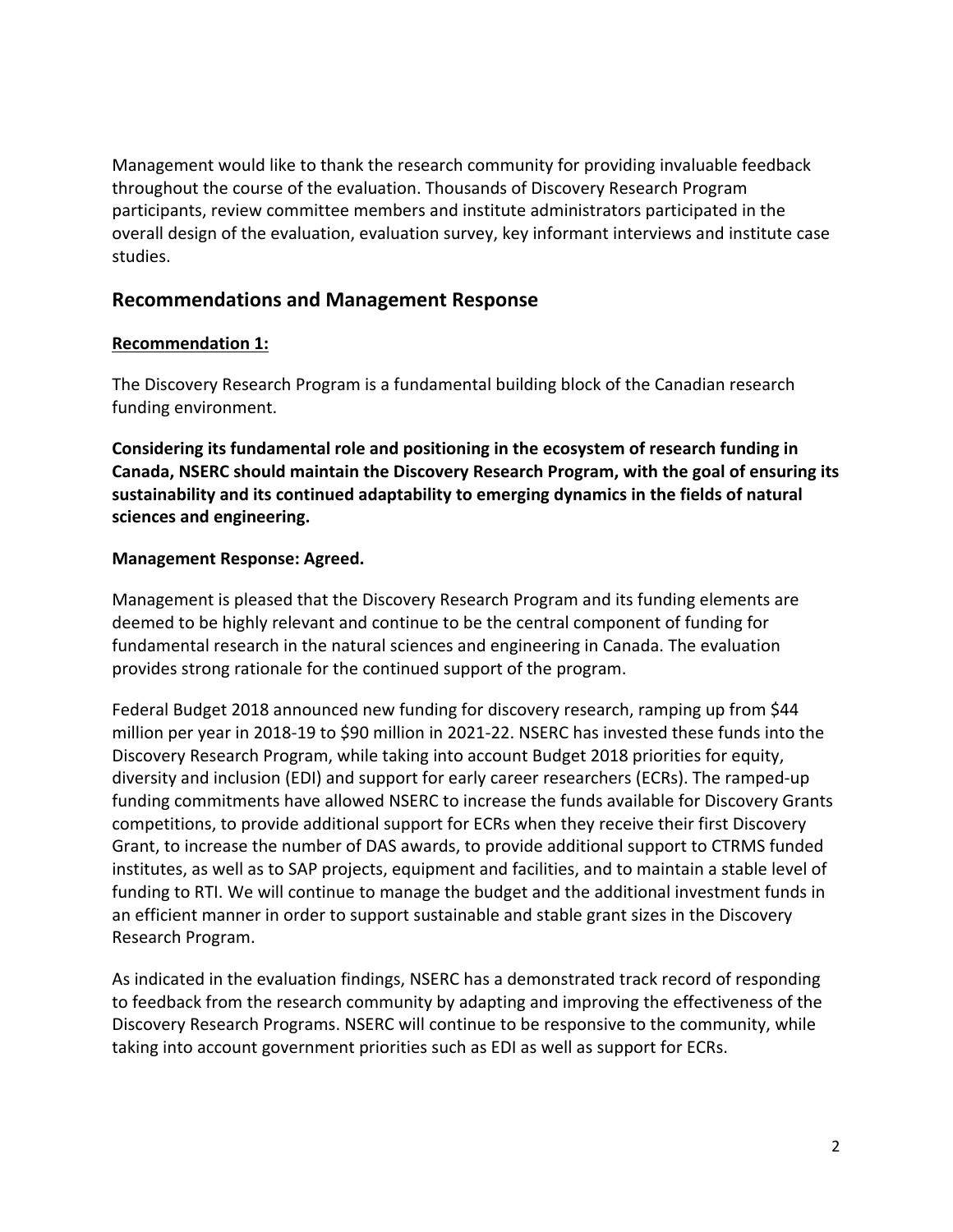Management would like to thank the research community for providing invaluable feedback throughout the course of the evaluation. Thousands of Discovery Research Program participants, review committee members and institute administrators participated in the overall design of the evaluation, evaluation survey, key informant interviews and institute case studies.

## Recommendations and Management Response

**Recommendation 1:**

The Discovery Research Program is a fundamental building block of the Canadian research funding environment.

**Considering its fundamental role and positioning in the ecosystem of research funding in Canada, NSERC should maintain the Discovery Research Program, with the goal of ensuring its sustainability and its continued adaptability to emerging dynamics in the fields of natural sciences and engineering.**

**Management Response: Agreed.**

Management is pleased that the Discovery Research Program and its funding elements are deemed to be highly relevant and continue to be the central component of funding for fundamental research in the natural sciences and engineering in Canada. The evaluation provides strong rationale for the continued support of the program.

Federal Budget 2018 announced new funding for discovery research, ramping up from $44 million per year in 2018-19 to $90 million in 2021-22. NSERC has invested these funds into the Discovery Research Program, while taking into account Budget 2018 priorities for equity, diversity and inclusion (EDI) and support for early career researchers (ECRs). The ramped-up funding commitments have allowed NSERC to increase the funds available for Discovery Grants competitions, to provide additional support for ECRs when they receive their first Discovery Grant, to increase the number of DAS awards, to provide additional support to CTRMS funded institutes, as well as to SAP projects, equipment and facilities, and to maintain a stable level of funding to RTI. We will continue to manage the budget and the additional investment funds in an efficient manner in order to support sustainable and stable grant sizes in the Discovery Research Program.

As indicated in the evaluation findings, NSERC has a demonstrated track record of responding to feedback from the research community by adapting and improving the effectiveness of the Discovery Research Programs. NSERC will continue to be responsive to the community, while taking into account government priorities such as EDI as well as support for ECRs.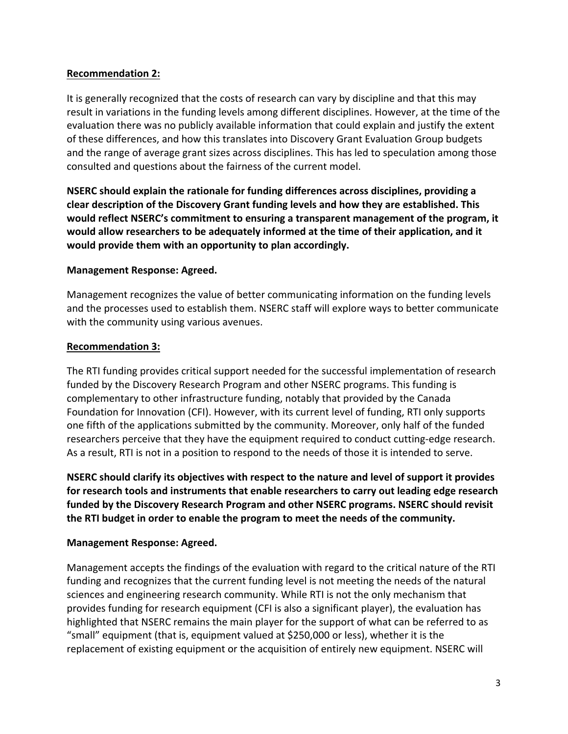**<u>Recommendation 2:</u>**

It is generally recognized that the costs of research can vary by discipline and that this may result in variations in the funding levels among different disciplines. However, at the time of the evaluation there was no publicly available information that could explain and justify the extent of these differences, and how this translates into Discovery Grant Evaluation Group budgets and the range of average grant sizes across disciplines. This has led to speculation among those consulted and questions about the fairness of the current model.

**NSERC should explain the rationale for funding differences across disciplines, providing a clear description of the Discovery Grant funding levels and how they are established. This would reflect NSERC's commitment to ensuring a transparent management of the program, it would allow researchers to be adequately informed at the time of their application, and it would provide them with an opportunity to plan accordingly.**

**Management Response: Agreed.**

Management recognizes the value of better communicating information on the funding levels and the processes used to establish them. NSERC staff will explore ways to better communicate with the community using various avenues.

**<u>Recommendation 3:</u>**

The RTI funding provides critical support needed for the successful implementation of research funded by the Discovery Research Program and other NSERC programs. This funding is complementary to other infrastructure funding, notably that provided by the Canada Foundation for Innovation (CFI). However, with its current level of funding, RTI only supports one fifth of the applications submitted by the community. Moreover, only half of the funded researchers perceive that they have the equipment required to conduct cutting-edge research. As a result, RTI is not in a position to respond to the needs of those it is intended to serve.

**NSERC should clarify its objectives with respect to the nature and level of support it provides for research tools and instruments that enable researchers to carry out leading edge research funded by the Discovery Research Program and other NSERC programs. NSERC should revisit the RTI budget in order to enable the program to meet the needs of the community.**

**Management Response: Agreed.**

Management accepts the findings of the evaluation with regard to the critical nature of the RTI funding and recognizes that the current funding level is not meeting the needs of the natural sciences and engineering research community. While RTI is not the only mechanism that provides funding for research equipment (CFI is also a significant player), the evaluation has highlighted that NSERC remains the main player for the support of what can be referred to as "small" equipment (that is, equipment valued at $250,000 or less), whether it is the replacement of existing equipment or the acquisition of entirely new equipment. NSERC will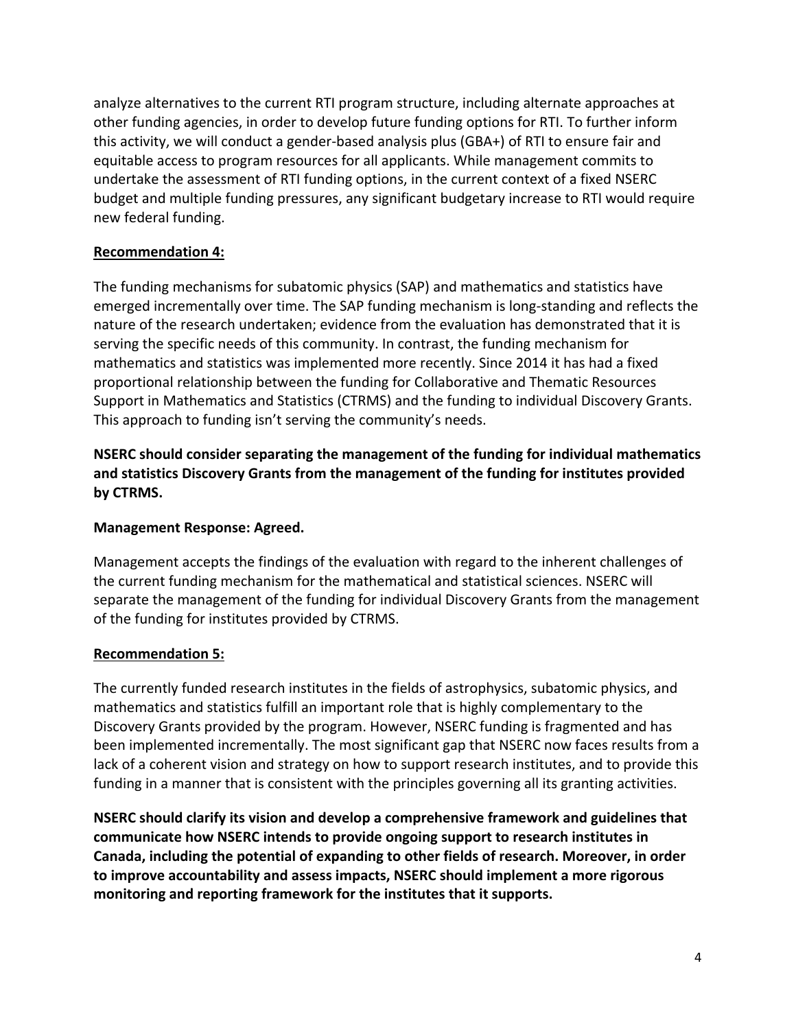analyze alternatives to the current RTI program structure, including alternate approaches at other funding agencies, in order to develop future funding options for RTI. To further inform this activity, we will conduct a gender-based analysis plus (GBA+) of RTI to ensure fair and equitable access to program resources for all applicants. While management commits to undertake the assessment of RTI funding options, in the current context of a fixed NSERC budget and multiple funding pressures, any significant budgetary increase to RTI would require new federal funding.

**Recommendation 4:**

The funding mechanisms for subatomic physics (SAP) and mathematics and statistics have emerged incrementally over time. The SAP funding mechanism is long-standing and reflects the nature of the research undertaken; evidence from the evaluation has demonstrated that it is serving the specific needs of this community. In contrast, the funding mechanism for mathematics and statistics was implemented more recently. Since 2014 it has had a fixed proportional relationship between the funding for Collaborative and Thematic Resources Support in Mathematics and Statistics (CTRMS) and the funding to individual Discovery Grants. This approach to funding isn't serving the community's needs.

**NSERC should consider separating the management of the funding for individual mathematics and statistics Discovery Grants from the management of the funding for institutes provided by CTRMS.**

**Management Response: Agreed.**

Management accepts the findings of the evaluation with regard to the inherent challenges of the current funding mechanism for the mathematical and statistical sciences. NSERC will separate the management of the funding for individual Discovery Grants from the management of the funding for institutes provided by CTRMS.

**Recommendation 5:**

The currently funded research institutes in the fields of astrophysics, subatomic physics, and mathematics and statistics fulfill an important role that is highly complementary to the Discovery Grants provided by the program. However, NSERC funding is fragmented and has been implemented incrementally. The most significant gap that NSERC now faces results from a lack of a coherent vision and strategy on how to support research institutes, and to provide this funding in a manner that is consistent with the principles governing all its granting activities.

**NSERC should clarify its vision and develop a comprehensive framework and guidelines that communicate how NSERC intends to provide ongoing support to research institutes in Canada, including the potential of expanding to other fields of research. Moreover, in order to improve accountability and assess impacts, NSERC should implement a more rigorous monitoring and reporting framework for the institutes that it supports.**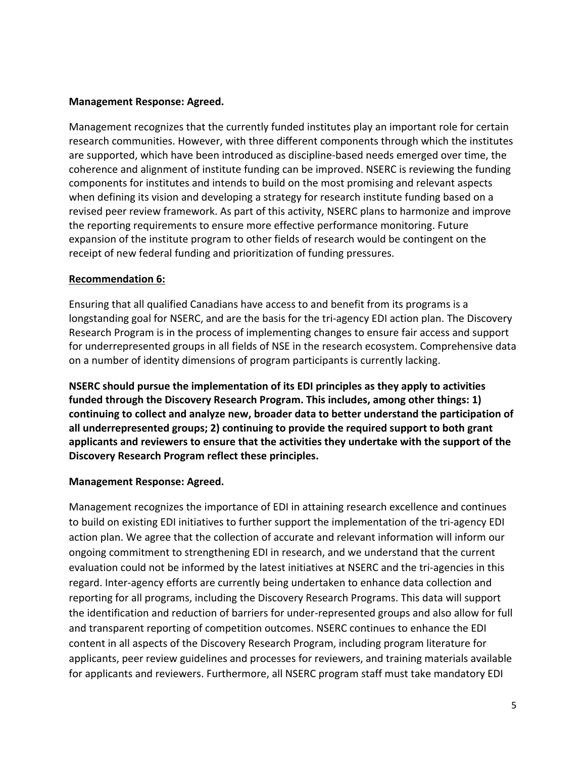**Management Response: Agreed.**

Management recognizes that the currently funded institutes play an important role for certain research communities. However, with three different components through which the institutes are supported, which have been introduced as discipline-based needs emerged over time, the coherence and alignment of institute funding can be improved. NSERC is reviewing the funding components for institutes and intends to build on the most promising and relevant aspects when defining its vision and developing a strategy for research institute funding based on a revised peer review framework. As part of this activity, NSERC plans to harmonize and improve the reporting requirements to ensure more effective performance monitoring. Future expansion of the institute program to other fields of research would be contingent on the receipt of new federal funding and prioritization of funding pressures.

**Recommendation 6:**

Ensuring that all qualified Canadians have access to and benefit from its programs is a longstanding goal for NSERC, and are the basis for the tri-agency EDI action plan. The Discovery Research Program is in the process of implementing changes to ensure fair access and support for underrepresented groups in all fields of NSE in the research ecosystem. Comprehensive data on a number of identity dimensions of program participants is currently lacking.

**NSERC should pursue the implementation of its EDI principles as they apply to activities funded through the Discovery Research Program. This includes, among other things: 1) continuing to collect and analyze new, broader data to better understand the participation of all underrepresented groups; 2) continuing to provide the required support to both grant applicants and reviewers to ensure that the activities they undertake with the support of the Discovery Research Program reflect these principles.**

**Management Response: Agreed.**

Management recognizes the importance of EDI in attaining research excellence and continues to build on existing EDI initiatives to further support the implementation of the tri-agency EDI action plan. We agree that the collection of accurate and relevant information will inform our ongoing commitment to strengthening EDI in research, and we understand that the current evaluation could not be informed by the latest initiatives at NSERC and the tri-agencies in this regard. Inter-agency efforts are currently being undertaken to enhance data collection and reporting for all programs, including the Discovery Research Programs. This data will support the identification and reduction of barriers for under-represented groups and also allow for full and transparent reporting of competition outcomes. NSERC continues to enhance the EDI content in all aspects of the Discovery Research Program, including program literature for applicants, peer review guidelines and processes for reviewers, and training materials available for applicants and reviewers. Furthermore, all NSERC program staff must take mandatory EDI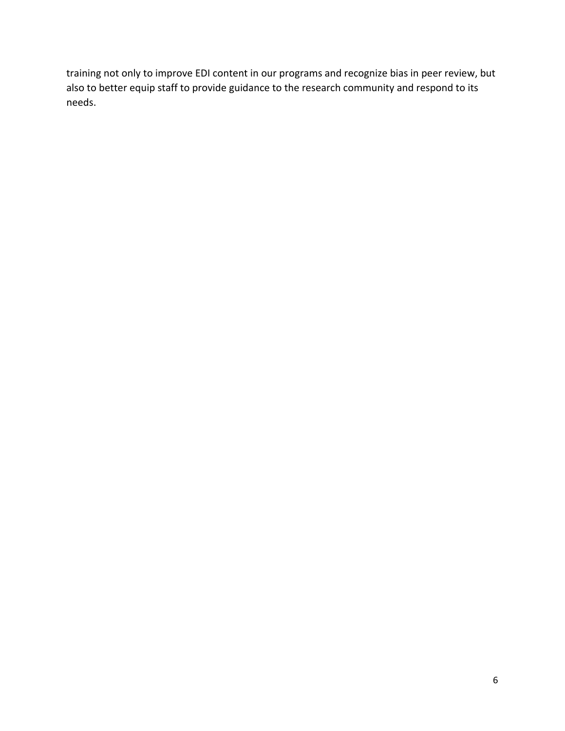training not only to improve EDI content in our programs and recognize bias in peer review, but also to better equip staff to provide guidance to the research community and respond to its needs.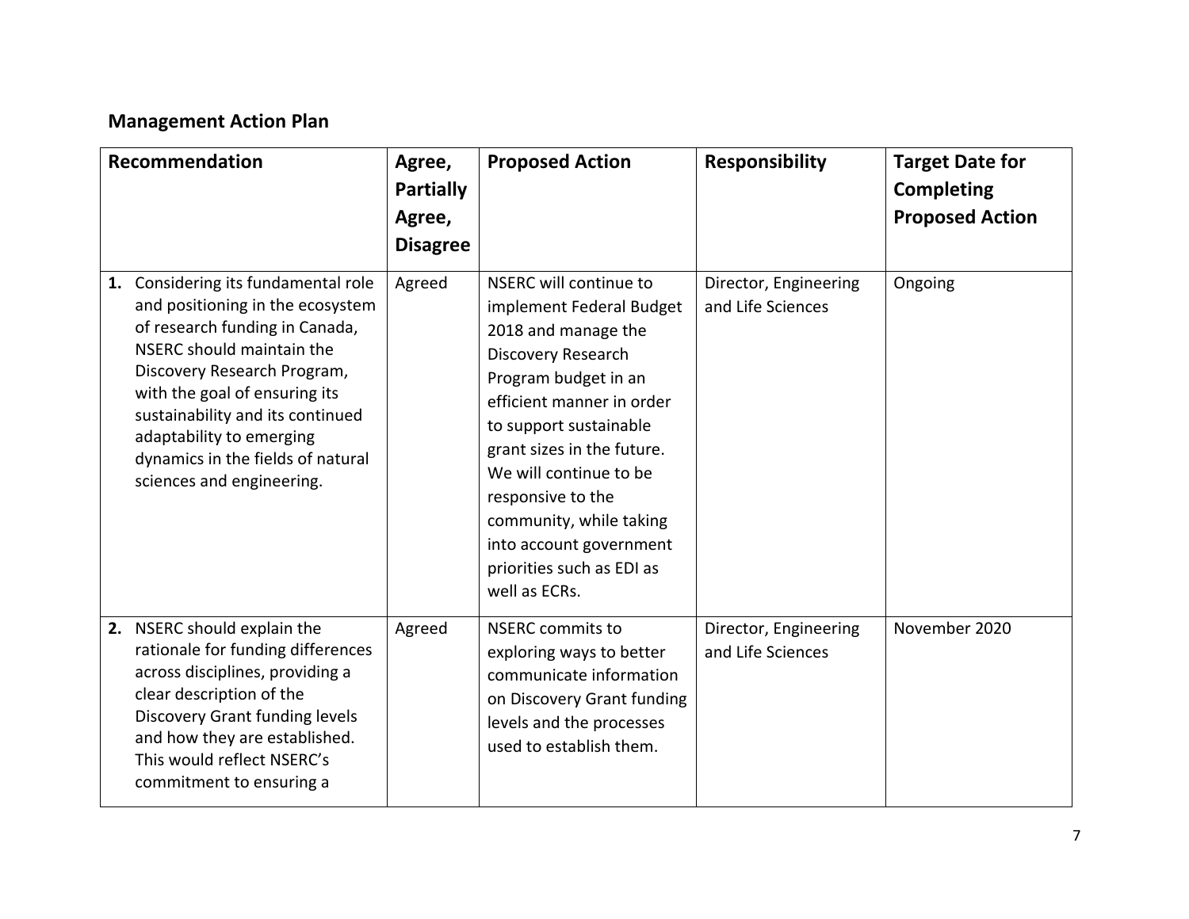## Management Action Plan

| Recommendation | Agree, Partially Agree, Disagree | Proposed Action | Responsibility | Target Date for Completing Proposed Action |
|---|---|---|---|---|
| **1.** Considering its fundamental role and positioning in the ecosystem of research funding in Canada, NSERC should maintain the Discovery Research Program, with the goal of ensuring its sustainability and its continued adaptability to emerging dynamics in the fields of natural sciences and engineering. | Agreed | NSERC will continue to implement Federal Budget 2018 and manage the Discovery Research Program budget in an efficient manner in order to support sustainable grant sizes in the future. We will continue to be responsive to the community, while taking into account government priorities such as EDI as well as ECRs. | Director, Engineering and Life Sciences | Ongoing |
| **2.** NSERC should explain the rationale for funding differences across disciplines, providing a clear description of the Discovery Grant funding levels and how they are established. This would reflect NSERC's commitment to ensuring a | Agreed | NSERC commits to exploring ways to better communicate information on Discovery Grant funding levels and the processes used to establish them. | Director, Engineering and Life Sciences | November 2020 |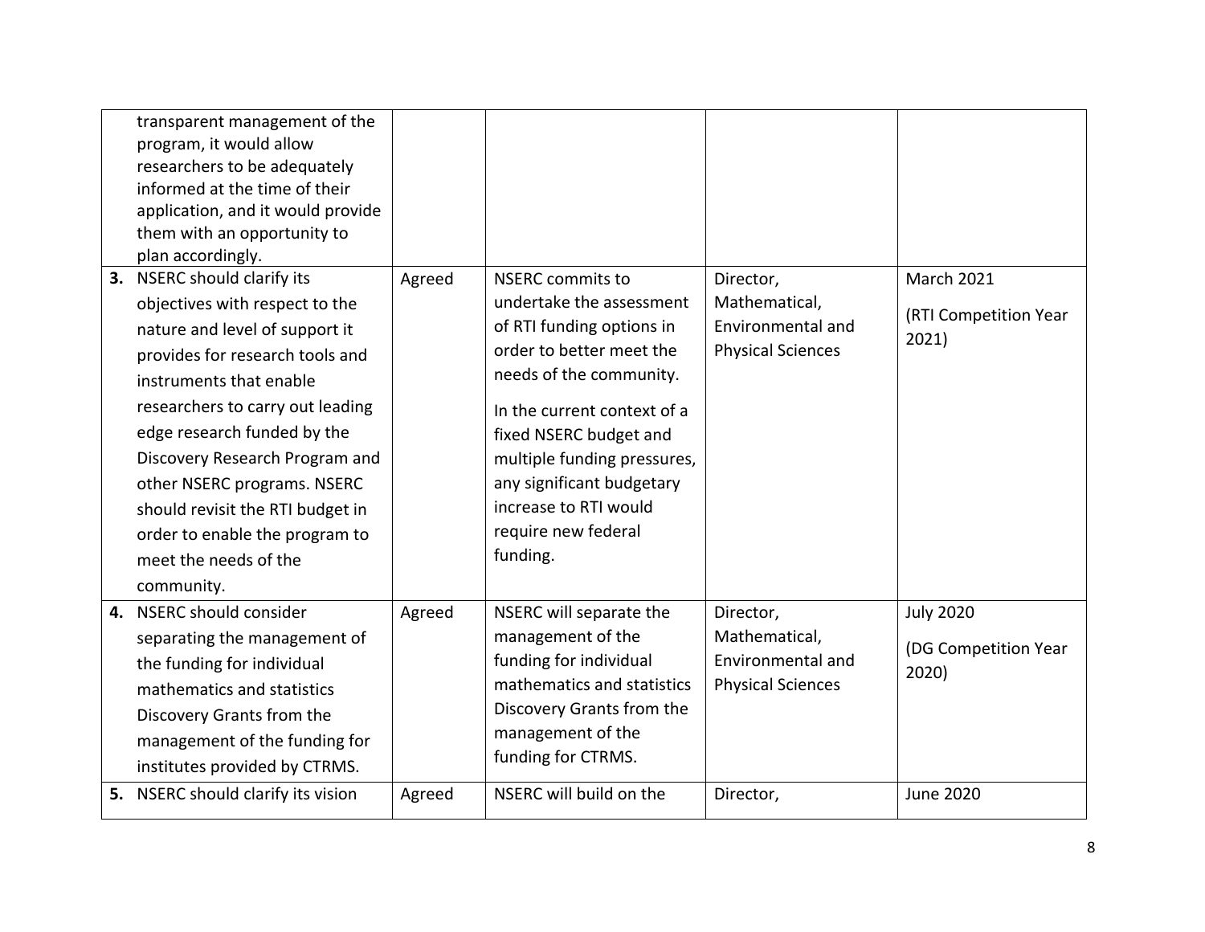| | | | | |
|---|---|---|---|---|
| transparent management of the program, it would allow researchers to be adequately informed at the time of their application, and it would provide them with an opportunity to plan accordingly. | | | | |
| **3.** NSERC should clarify its objectives with respect to the nature and level of support it provides for research tools and instruments that enable researchers to carry out leading edge research funded by the Discovery Research Program and other NSERC programs. NSERC should revisit the RTI budget in order to enable the program to meet the needs of the community. | Agreed | NSERC commits to undertake the assessment of RTI funding options in order to better meet the needs of the community.<br><br>In the current context of a fixed NSERC budget and multiple funding pressures, any significant budgetary increase to RTI would require new federal funding. | Director, Mathematical, Environmental and Physical Sciences | March 2021<br><br>(RTI Competition Year 2021) |
| **4.** NSERC should consider separating the management of the funding for individual mathematics and statistics Discovery Grants from the management of the funding for institutes provided by CTRMS. | Agreed | NSERC will separate the management of the funding for individual mathematics and statistics Discovery Grants from the management of the funding for CTRMS. | Director, Mathematical, Environmental and Physical Sciences | July 2020<br><br>(DG Competition Year 2020) |
| **5.** NSERC should clarify its vision | Agreed | NSERC will build on the | Director, | June 2020 |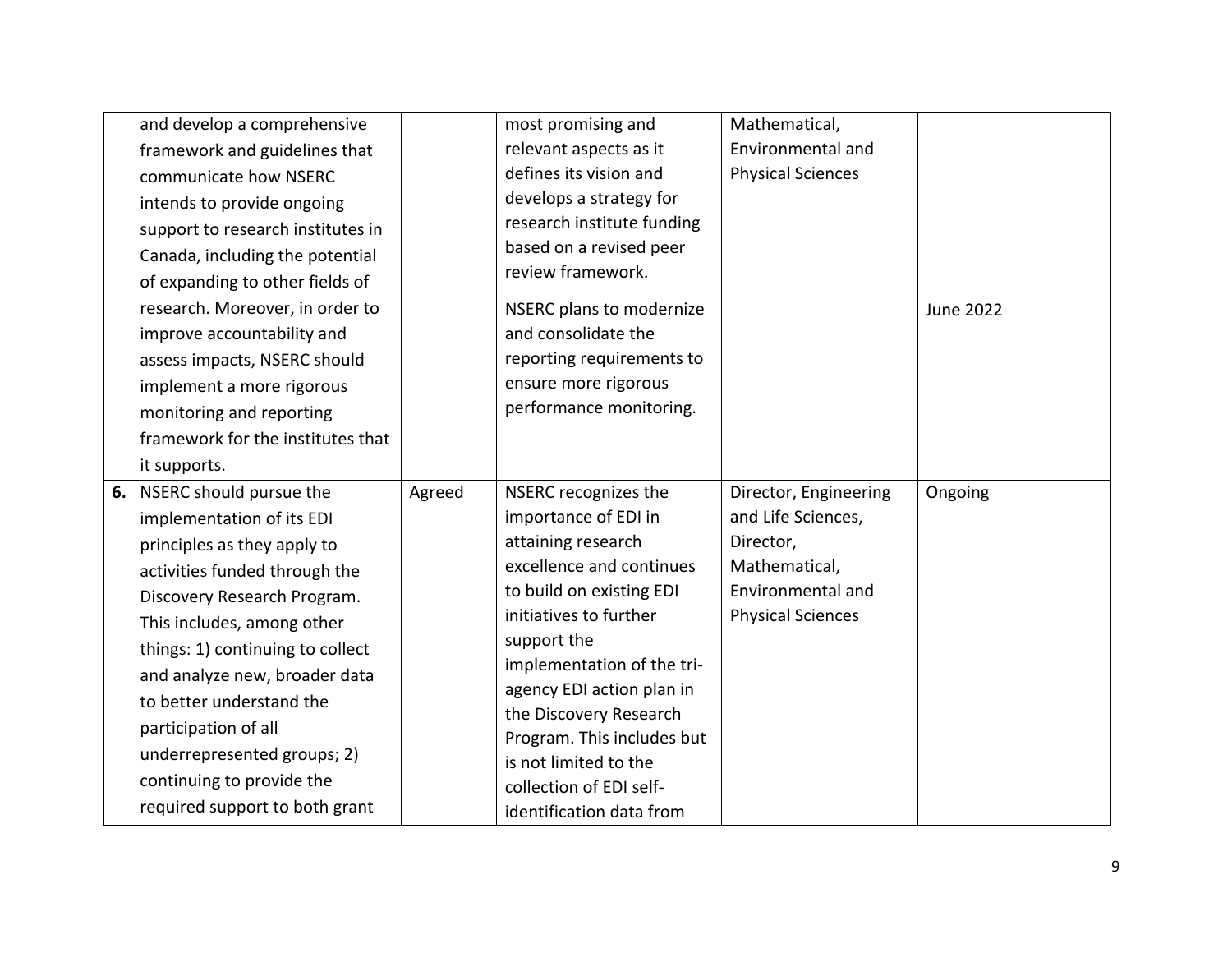| | | | | |
|---|---|---|---|---|
| and develop a comprehensive framework and guidelines that communicate how NSERC intends to provide ongoing support to research institutes in Canada, including the potential of expanding to other fields of research. Moreover, in order to improve accountability and assess impacts, NSERC should implement a more rigorous monitoring and reporting framework for the institutes that it supports. | | most promising and relevant aspects as it defines its vision and develops a strategy for research institute funding based on a revised peer review framework.<br><br>NSERC plans to modernize and consolidate the reporting requirements to ensure more rigorous performance monitoring. | Mathematical, Environmental and Physical Sciences | June 2022 |
| **6.** NSERC should pursue the implementation of its EDI principles as they apply to activities funded through the Discovery Research Program. This includes, among other things: 1) continuing to collect and analyze new, broader data to better understand the participation of all underrepresented groups; 2) continuing to provide the required support to both grant | Agreed | NSERC recognizes the importance of EDI in attaining research excellence and continues to build on existing EDI initiatives to further support the implementation of the tri-agency EDI action plan in the Discovery Research Program. This includes but is not limited to the collection of EDI self-identification data from | Director, Engineering and Life Sciences, Director, Mathematical, Environmental and Physical Sciences | Ongoing |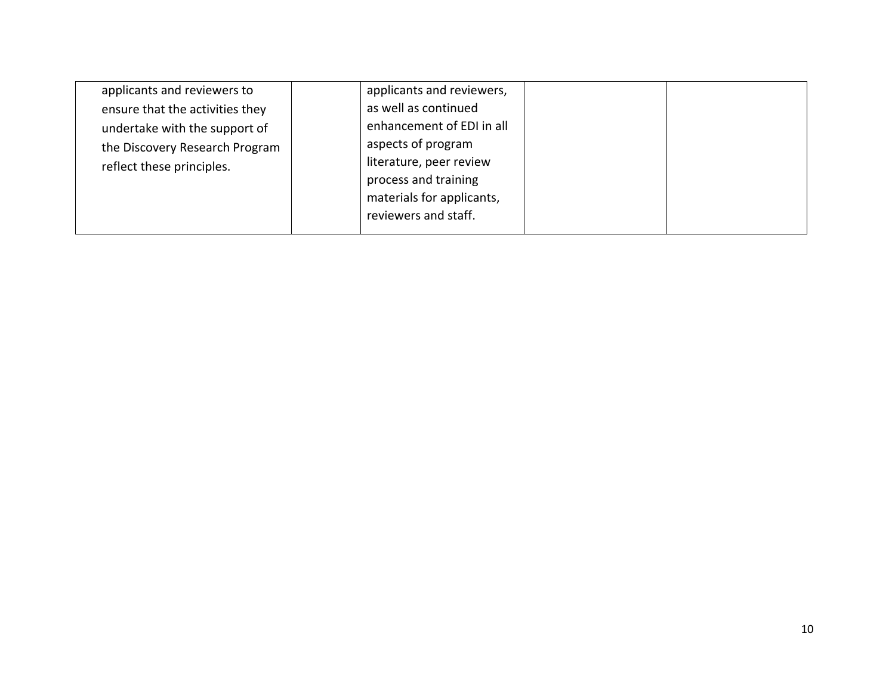| | | | | |
|---|---|---|---|---|
| applicants and reviewers to ensure that the activities they undertake with the support of the Discovery Research Program reflect these principles. | | applicants and reviewers, as well as continued enhancement of EDI in all aspects of program literature, peer review process and training materials for applicants, reviewers and staff. | | |